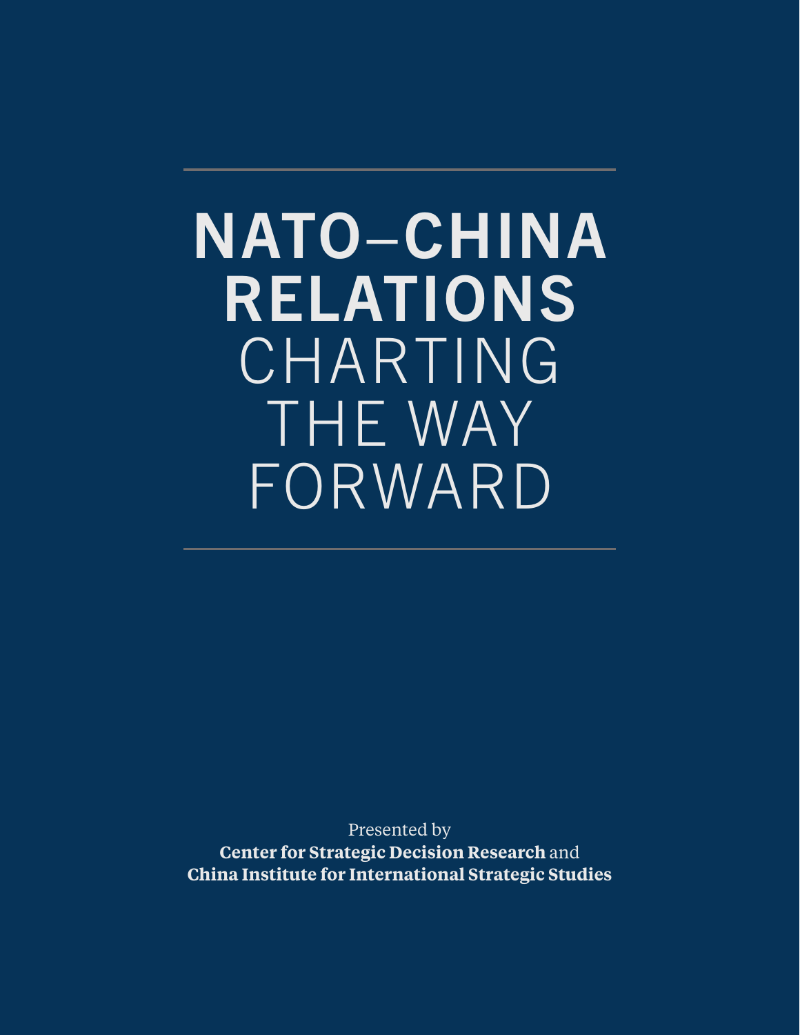# NATO–CHINA RELATIONS

## CHARTING THE WAY FORWARD

Presented by

**Center for Strategic Decision Research** and
**China Institute for International Strategic Studies**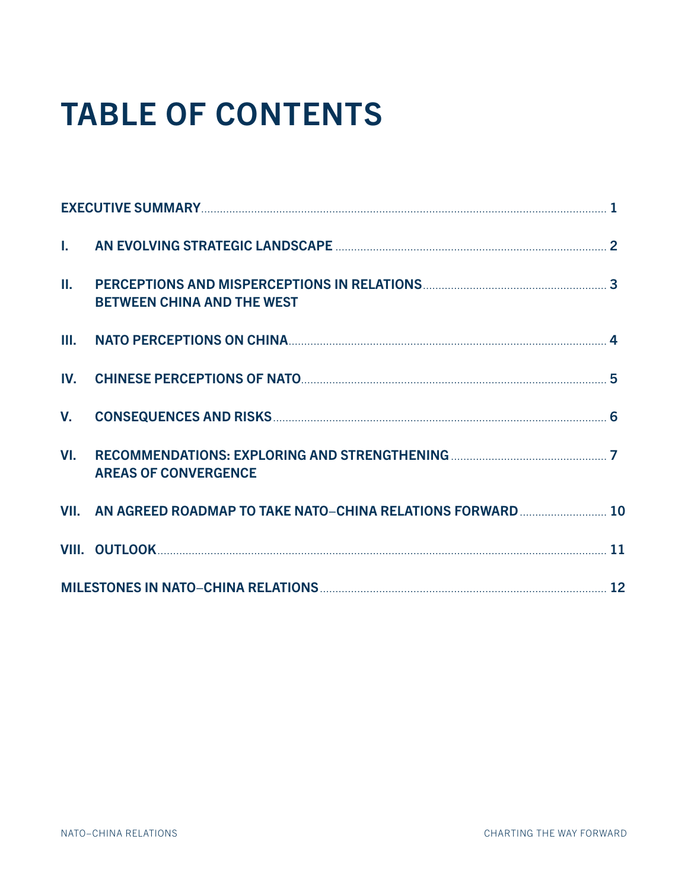# TABLE OF CONTENTS

| | | |
|---|---|---|
| EXECUTIVE SUMMARY | | 1 |
| I. | AN EVOLVING STRATEGIC LANDSCAPE | 2 |
| II. | PERCEPTIONS AND MISPERCEPTIONS IN RELATIONS BETWEEN CHINA AND THE WEST | 3 |
| III. | NATO PERCEPTIONS ON CHINA | 4 |
| IV. | CHINESE PERCEPTIONS OF NATO | 5 |
| V. | CONSEQUENCES AND RISKS | 6 |
| VI. | RECOMMENDATIONS: EXPLORING AND STRENGTHENING AREAS OF CONVERGENCE | 7 |
| VII. | AN AGREED ROADMAP TO TAKE NATO–CHINA RELATIONS FORWARD | 10 |
| VIII. | OUTLOOK | 11 |
| MILESTONES IN NATO–CHINA RELATIONS | | 12 |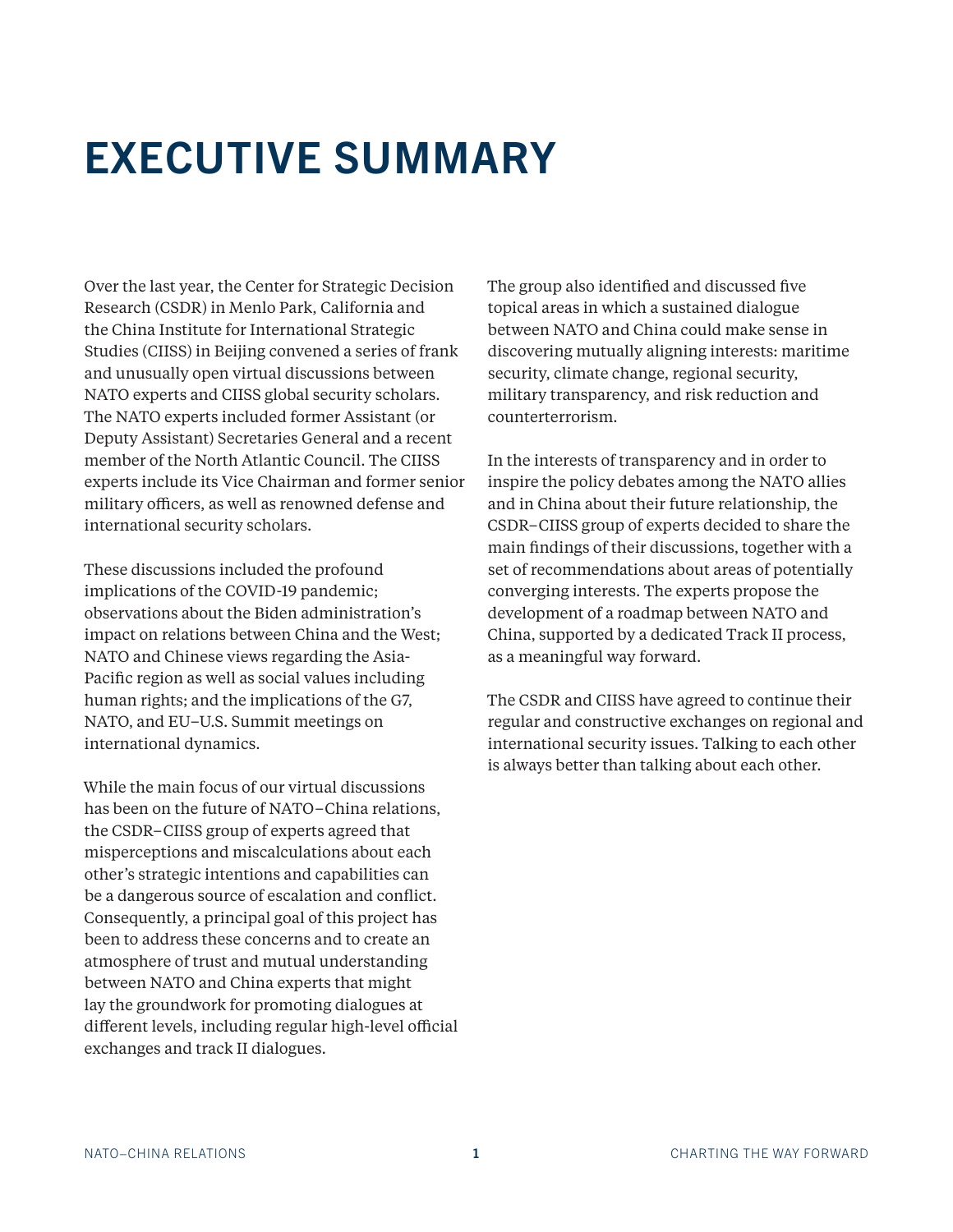# EXECUTIVE SUMMARY

Over the last year, the Center for Strategic Decision Research (CSDR) in Menlo Park, California and the China Institute for International Strategic Studies (CIISS) in Beijing convened a series of frank and unusually open virtual discussions between NATO experts and CIISS global security scholars. The NATO experts included former Assistant (or Deputy Assistant) Secretaries General and a recent member of the North Atlantic Council. The CIISS experts include its Vice Chairman and former senior military officers, as well as renowned defense and international security scholars.

These discussions included the profound implications of the COVID-19 pandemic; observations about the Biden administration's impact on relations between China and the West; NATO and Chinese views regarding the Asia-Pacific region as well as social values including human rights; and the implications of the G7, NATO, and EU–U.S. Summit meetings on international dynamics.

While the main focus of our virtual discussions has been on the future of NATO–China relations, the CSDR–CIISS group of experts agreed that misperceptions and miscalculations about each other's strategic intentions and capabilities can be a dangerous source of escalation and conflict. Consequently, a principal goal of this project has been to address these concerns and to create an atmosphere of trust and mutual understanding between NATO and China experts that might lay the groundwork for promoting dialogues at different levels, including regular high-level official exchanges and track II dialogues.

The group also identified and discussed five topical areas in which a sustained dialogue between NATO and China could make sense in discovering mutually aligning interests: maritime security, climate change, regional security, military transparency, and risk reduction and counterterrorism.

In the interests of transparency and in order to inspire the policy debates among the NATO allies and in China about their future relationship, the CSDR–CIISS group of experts decided to share the main findings of their discussions, together with a set of recommendations about areas of potentially converging interests. The experts propose the development of a roadmap between NATO and China, supported by a dedicated Track II process, as a meaningful way forward.

The CSDR and CIISS have agreed to continue their regular and constructive exchanges on regional and international security issues. Talking to each other is always better than talking about each other.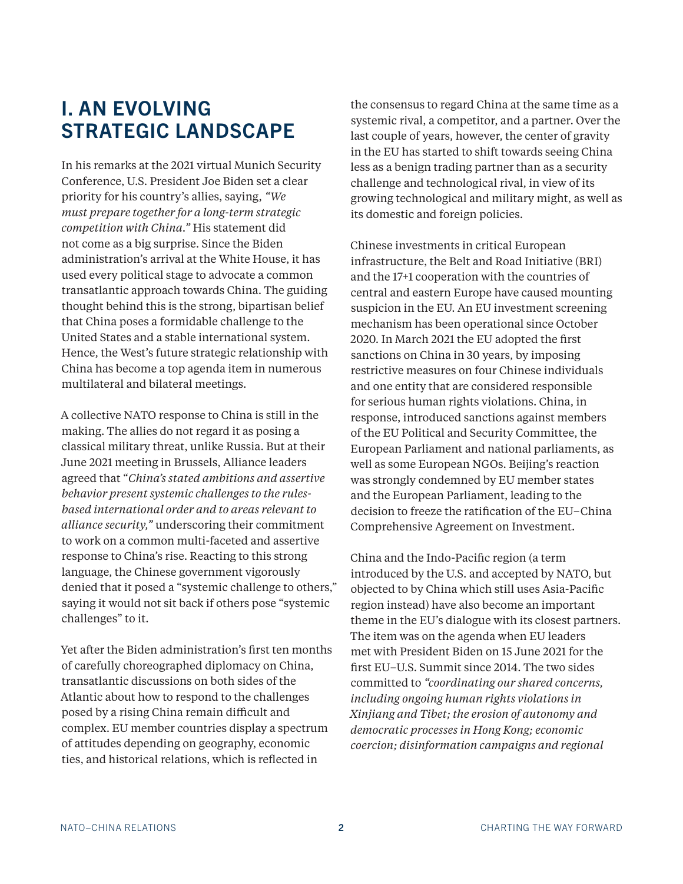# I. AN EVOLVING STRATEGIC LANDSCAPE

In his remarks at the 2021 virtual Munich Security Conference, U.S. President Joe Biden set a clear priority for his country's allies, saying, *"We must prepare together for a long-term strategic competition with China."* His statement did not come as a big surprise. Since the Biden administration's arrival at the White House, it has used every political stage to advocate a common transatlantic approach towards China. The guiding thought behind this is the strong, bipartisan belief that China poses a formidable challenge to the United States and a stable international system. Hence, the West's future strategic relationship with China has become a top agenda item in numerous multilateral and bilateral meetings.

A collective NATO response to China is still in the making. The allies do not regard it as posing a classical military threat, unlike Russia. But at their June 2021 meeting in Brussels, Alliance leaders agreed that "*China's stated ambitions and assertive behavior present systemic challenges to the rules-based international order and to areas relevant to alliance security,"* underscoring their commitment to work on a common multi-faceted and assertive response to China's rise. Reacting to this strong language, the Chinese government vigorously denied that it posed a "systemic challenge to others," saying it would not sit back if others pose "systemic challenges" to it.

Yet after the Biden administration's first ten months of carefully choreographed diplomacy on China, transatlantic discussions on both sides of the Atlantic about how to respond to the challenges posed by a rising China remain difficult and complex. EU member countries display a spectrum of attitudes depending on geography, economic ties, and historical relations, which is reflected in the consensus to regard China at the same time as a systemic rival, a competitor, and a partner. Over the last couple of years, however, the center of gravity in the EU has started to shift towards seeing China less as a benign trading partner than as a security challenge and technological rival, in view of its growing technological and military might, as well as its domestic and foreign policies.

Chinese investments in critical European infrastructure, the Belt and Road Initiative (BRI) and the 17+1 cooperation with the countries of central and eastern Europe have caused mounting suspicion in the EU. An EU investment screening mechanism has been operational since October 2020. In March 2021 the EU adopted the first sanctions on China in 30 years, by imposing restrictive measures on four Chinese individuals and one entity that are considered responsible for serious human rights violations. China, in response, introduced sanctions against members of the EU Political and Security Committee, the European Parliament and national parliaments, as well as some European NGOs. Beijing's reaction was strongly condemned by EU member states and the European Parliament, leading to the decision to freeze the ratification of the EU–China Comprehensive Agreement on Investment.

China and the Indo-Pacific region (a term introduced by the U.S. and accepted by NATO, but objected to by China which still uses Asia-Pacific region instead) have also become an important theme in the EU's dialogue with its closest partners. The item was on the agenda when EU leaders met with President Biden on 15 June 2021 for the first EU–U.S. Summit since 2014. The two sides committed to *"coordinating our shared concerns, including ongoing human rights violations in Xinjiang and Tibet; the erosion of autonomy and democratic processes in Hong Kong; economic coercion; disinformation campaigns and regional*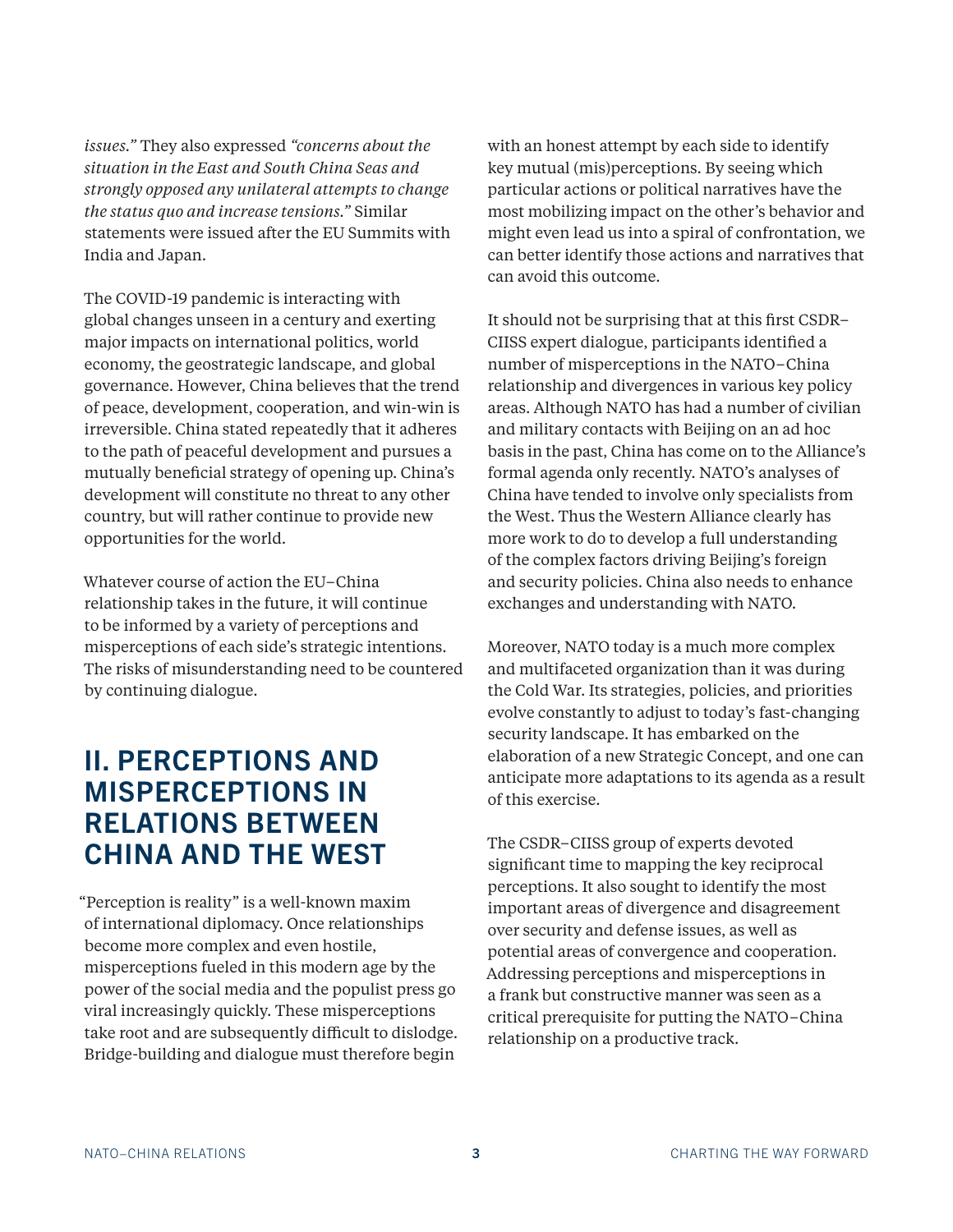*issues."* They also expressed *"concerns about the situation in the East and South China Seas and strongly opposed any unilateral attempts to change the status quo and increase tensions."* Similar statements were issued after the EU Summits with India and Japan.

The COVID-19 pandemic is interacting with global changes unseen in a century and exerting major impacts on international politics, world economy, the geostrategic landscape, and global governance. However, China believes that the trend of peace, development, cooperation, and win-win is irreversible. China stated repeatedly that it adheres to the path of peaceful development and pursues a mutually beneficial strategy of opening up. China's development will constitute no threat to any other country, but will rather continue to provide new opportunities for the world.

Whatever course of action the EU–China relationship takes in the future, it will continue to be informed by a variety of perceptions and misperceptions of each side's strategic intentions. The risks of misunderstanding need to be countered by continuing dialogue.

## II. PERCEPTIONS AND MISPERCEPTIONS IN RELATIONS BETWEEN CHINA AND THE WEST

"Perception is reality" is a well-known maxim of international diplomacy. Once relationships become more complex and even hostile, misperceptions fueled in this modern age by the power of the social media and the populist press go viral increasingly quickly. These misperceptions take root and are subsequently difficult to dislodge. Bridge-building and dialogue must therefore begin with an honest attempt by each side to identify key mutual (mis)perceptions. By seeing which particular actions or political narratives have the most mobilizing impact on the other's behavior and might even lead us into a spiral of confrontation, we can better identify those actions and narratives that can avoid this outcome.

It should not be surprising that at this first CSDR–CIISS expert dialogue, participants identified a number of misperceptions in the NATO–China relationship and divergences in various key policy areas. Although NATO has had a number of civilian and military contacts with Beijing on an ad hoc basis in the past, China has come on to the Alliance's formal agenda only recently. NATO's analyses of China have tended to involve only specialists from the West. Thus the Western Alliance clearly has more work to do to develop a full understanding of the complex factors driving Beijing's foreign and security policies. China also needs to enhance exchanges and understanding with NATO.

Moreover, NATO today is a much more complex and multifaceted organization than it was during the Cold War. Its strategies, policies, and priorities evolve constantly to adjust to today's fast-changing security landscape. It has embarked on the elaboration of a new Strategic Concept, and one can anticipate more adaptations to its agenda as a result of this exercise.

The CSDR–CIISS group of experts devoted significant time to mapping the key reciprocal perceptions. It also sought to identify the most important areas of divergence and disagreement over security and defense issues, as well as potential areas of convergence and cooperation. Addressing perceptions and misperceptions in a frank but constructive manner was seen as a critical prerequisite for putting the NATO–China relationship on a productive track.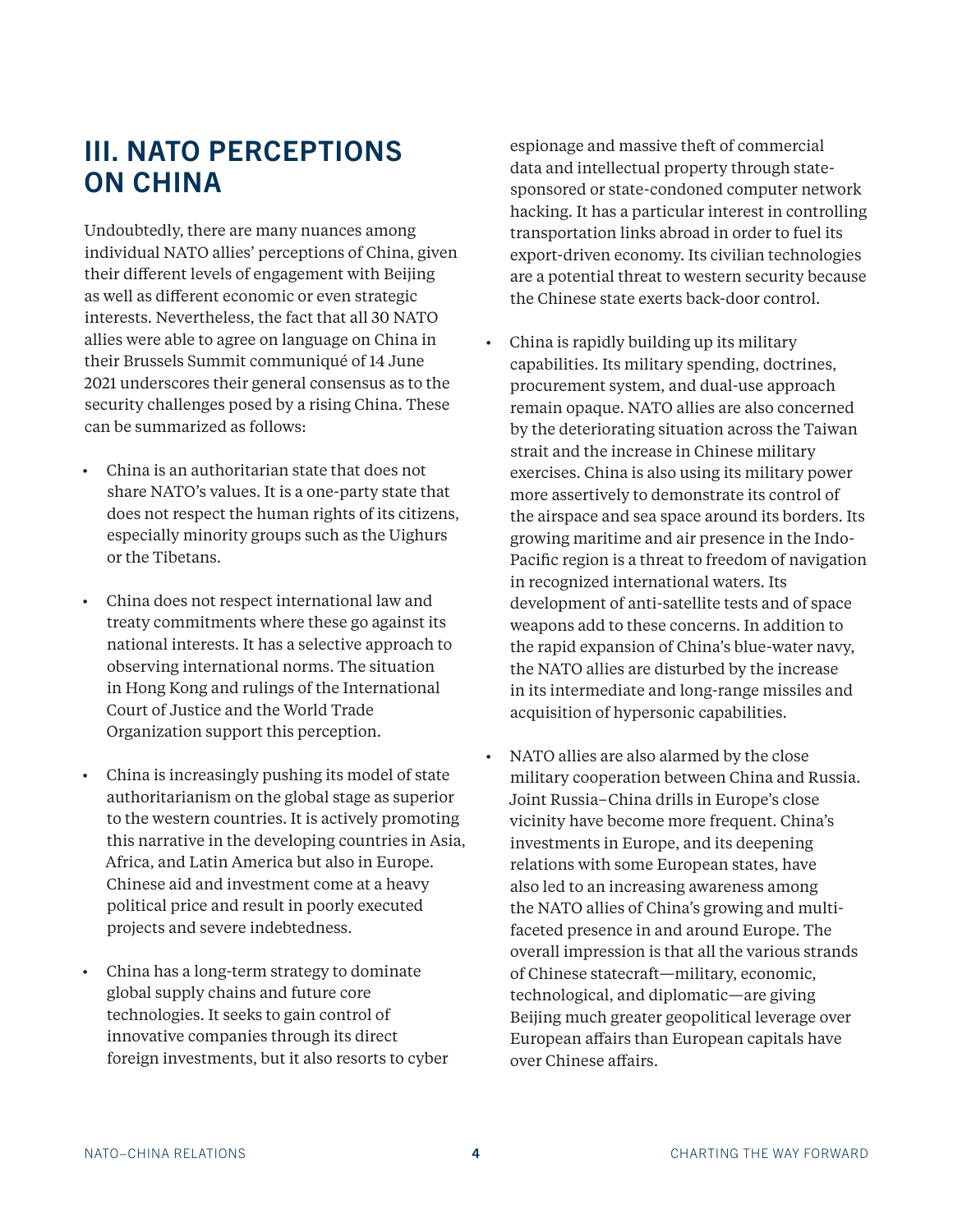## III. NATO PERCEPTIONS ON CHINA

Undoubtedly, there are many nuances among individual NATO allies' perceptions of China, given their different levels of engagement with Beijing as well as different economic or even strategic interests. Nevertheless, the fact that all 30 NATO allies were able to agree on language on China in their Brussels Summit communiqué of 14 June 2021 underscores their general consensus as to the security challenges posed by a rising China. These can be summarized as follows:

- China is an authoritarian state that does not share NATO's values. It is a one-party state that does not respect the human rights of its citizens, especially minority groups such as the Uighurs or the Tibetans.

- China does not respect international law and treaty commitments where these go against its national interests. It has a selective approach to observing international norms. The situation in Hong Kong and rulings of the International Court of Justice and the World Trade Organization support this perception.

- China is increasingly pushing its model of state authoritarianism on the global stage as superior to the western countries. It is actively promoting this narrative in the developing countries in Asia, Africa, and Latin America but also in Europe. Chinese aid and investment come at a heavy political price and result in poorly executed projects and severe indebtedness.

- China has a long-term strategy to dominate global supply chains and future core technologies. It seeks to gain control of innovative companies through its direct foreign investments, but it also resorts to cyber espionage and massive theft of commercial data and intellectual property through state-sponsored or state-condoned computer network hacking. It has a particular interest in controlling transportation links abroad in order to fuel its export-driven economy. Its civilian technologies are a potential threat to western security because the Chinese state exerts back-door control.

- China is rapidly building up its military capabilities. Its military spending, doctrines, procurement system, and dual-use approach remain opaque. NATO allies are also concerned by the deteriorating situation across the Taiwan strait and the increase in Chinese military exercises. China is also using its military power more assertively to demonstrate its control of the airspace and sea space around its borders. Its growing maritime and air presence in the Indo-Pacific region is a threat to freedom of navigation in recognized international waters. Its development of anti-satellite tests and of space weapons add to these concerns. In addition to the rapid expansion of China's blue-water navy, the NATO allies are disturbed by the increase in its intermediate and long-range missiles and acquisition of hypersonic capabilities.

- NATO allies are also alarmed by the close military cooperation between China and Russia. Joint Russia–China drills in Europe's close vicinity have become more frequent. China's investments in Europe, and its deepening relations with some European states, have also led to an increasing awareness among the NATO allies of China's growing and multi-faceted presence in and around Europe. The overall impression is that all the various strands of Chinese statecraft—military, economic, technological, and diplomatic—are giving Beijing much greater geopolitical leverage over European affairs than European capitals have over Chinese affairs.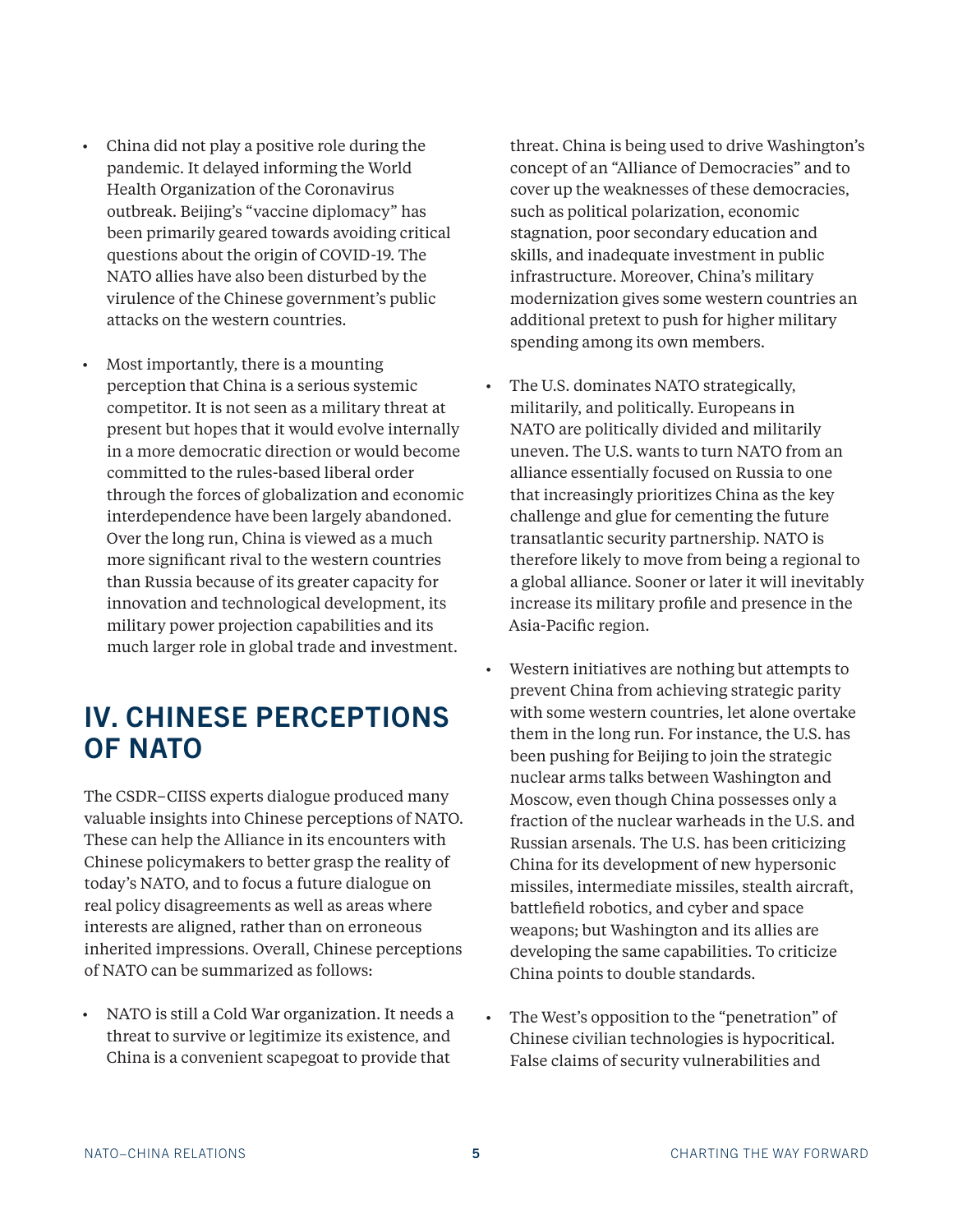- China did not play a positive role during the pandemic. It delayed informing the World Health Organization of the Coronavirus outbreak. Beijing's "vaccine diplomacy" has been primarily geared towards avoiding critical questions about the origin of COVID-19. The NATO allies have also been disturbed by the virulence of the Chinese government's public attacks on the western countries.
- Most importantly, there is a mounting perception that China is a serious systemic competitor. It is not seen as a military threat at present but hopes that it would evolve internally in a more democratic direction or would become committed to the rules-based liberal order through the forces of globalization and economic interdependence have been largely abandoned. Over the long run, China is viewed as a much more significant rival to the western countries than Russia because of its greater capacity for innovation and technological development, its military power projection capabilities and its much larger role in global trade and investment.

## IV. CHINESE PERCEPTIONS OF NATO

The CSDR–CIISS experts dialogue produced many valuable insights into Chinese perceptions of NATO. These can help the Alliance in its encounters with Chinese policymakers to better grasp the reality of today's NATO, and to focus a future dialogue on real policy disagreements as well as areas where interests are aligned, rather than on erroneous inherited impressions. Overall, Chinese perceptions of NATO can be summarized as follows:

- NATO is still a Cold War organization. It needs a threat to survive or legitimize its existence, and China is a convenient scapegoat to provide that threat. China is being used to drive Washington's concept of an "Alliance of Democracies" and to cover up the weaknesses of these democracies, such as political polarization, economic stagnation, poor secondary education and skills, and inadequate investment in public infrastructure. Moreover, China's military modernization gives some western countries an additional pretext to push for higher military spending among its own members.
- The U.S. dominates NATO strategically, militarily, and politically. Europeans in NATO are politically divided and militarily uneven. The U.S. wants to turn NATO from an alliance essentially focused on Russia to one that increasingly prioritizes China as the key challenge and glue for cementing the future transatlantic security partnership. NATO is therefore likely to move from being a regional to a global alliance. Sooner or later it will inevitably increase its military profile and presence in the Asia-Pacific region.
- Western initiatives are nothing but attempts to prevent China from achieving strategic parity with some western countries, let alone overtake them in the long run. For instance, the U.S. has been pushing for Beijing to join the strategic nuclear arms talks between Washington and Moscow, even though China possesses only a fraction of the nuclear warheads in the U.S. and Russian arsenals. The U.S. has been criticizing China for its development of new hypersonic missiles, intermediate missiles, stealth aircraft, battlefield robotics, and cyber and space weapons; but Washington and its allies are developing the same capabilities. To criticize China points to double standards.
- The West's opposition to the "penetration" of Chinese civilian technologies is hypocritical. False claims of security vulnerabilities and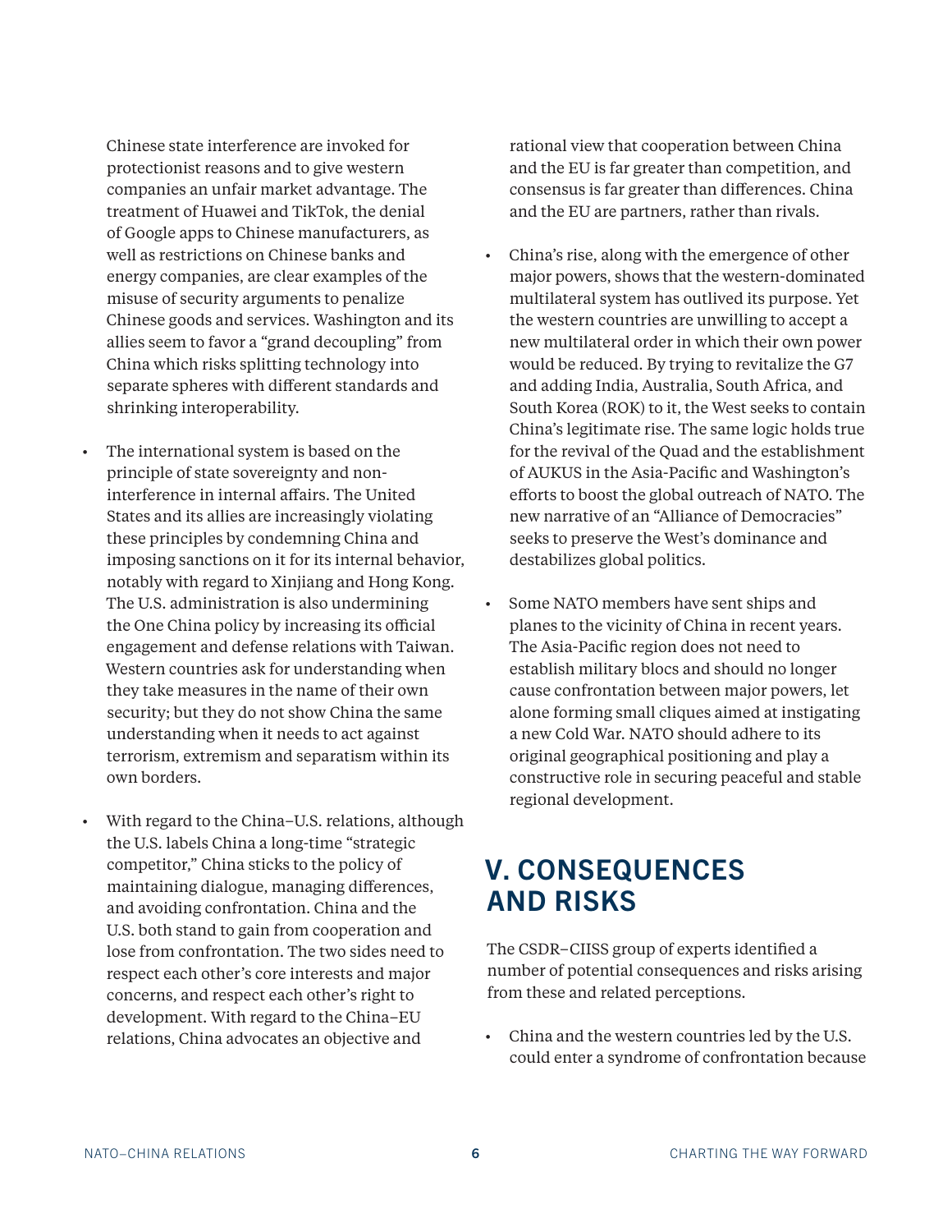Chinese state interference are invoked for protectionist reasons and to give western companies an unfair market advantage. The treatment of Huawei and TikTok, the denial of Google apps to Chinese manufacturers, as well as restrictions on Chinese banks and energy companies, are clear examples of the misuse of security arguments to penalize Chinese goods and services. Washington and its allies seem to favor a "grand decoupling" from China which risks splitting technology into separate spheres with different standards and shrinking interoperability.

- The international system is based on the principle of state sovereignty and non-interference in internal affairs. The United States and its allies are increasingly violating these principles by condemning China and imposing sanctions on it for its internal behavior, notably with regard to Xinjiang and Hong Kong. The U.S. administration is also undermining the One China policy by increasing its official engagement and defense relations with Taiwan. Western countries ask for understanding when they take measures in the name of their own security; but they do not show China the same understanding when it needs to act against terrorism, extremism and separatism within its own borders.
- With regard to the China–U.S. relations, although the U.S. labels China a long-time "strategic competitor," China sticks to the policy of maintaining dialogue, managing differences, and avoiding confrontation. China and the U.S. both stand to gain from cooperation and lose from confrontation. The two sides need to respect each other's core interests and major concerns, and respect each other's right to development. With regard to the China–EU relations, China advocates an objective and rational view that cooperation between China and the EU is far greater than competition, and consensus is far greater than differences. China and the EU are partners, rather than rivals.
- China's rise, along with the emergence of other major powers, shows that the western-dominated multilateral system has outlived its purpose. Yet the western countries are unwilling to accept a new multilateral order in which their own power would be reduced. By trying to revitalize the G7 and adding India, Australia, South Africa, and South Korea (ROK) to it, the West seeks to contain China's legitimate rise. The same logic holds true for the revival of the Quad and the establishment of AUKUS in the Asia-Pacific and Washington's efforts to boost the global outreach of NATO. The new narrative of an "Alliance of Democracies" seeks to preserve the West's dominance and destabilizes global politics.
- Some NATO members have sent ships and planes to the vicinity of China in recent years. The Asia-Pacific region does not need to establish military blocs and should no longer cause confrontation between major powers, let alone forming small cliques aimed at instigating a new Cold War. NATO should adhere to its original geographical positioning and play a constructive role in securing peaceful and stable regional development.

## V. CONSEQUENCES AND RISKS

The CSDR–CIISS group of experts identified a number of potential consequences and risks arising from these and related perceptions.

- China and the western countries led by the U.S. could enter a syndrome of confrontation because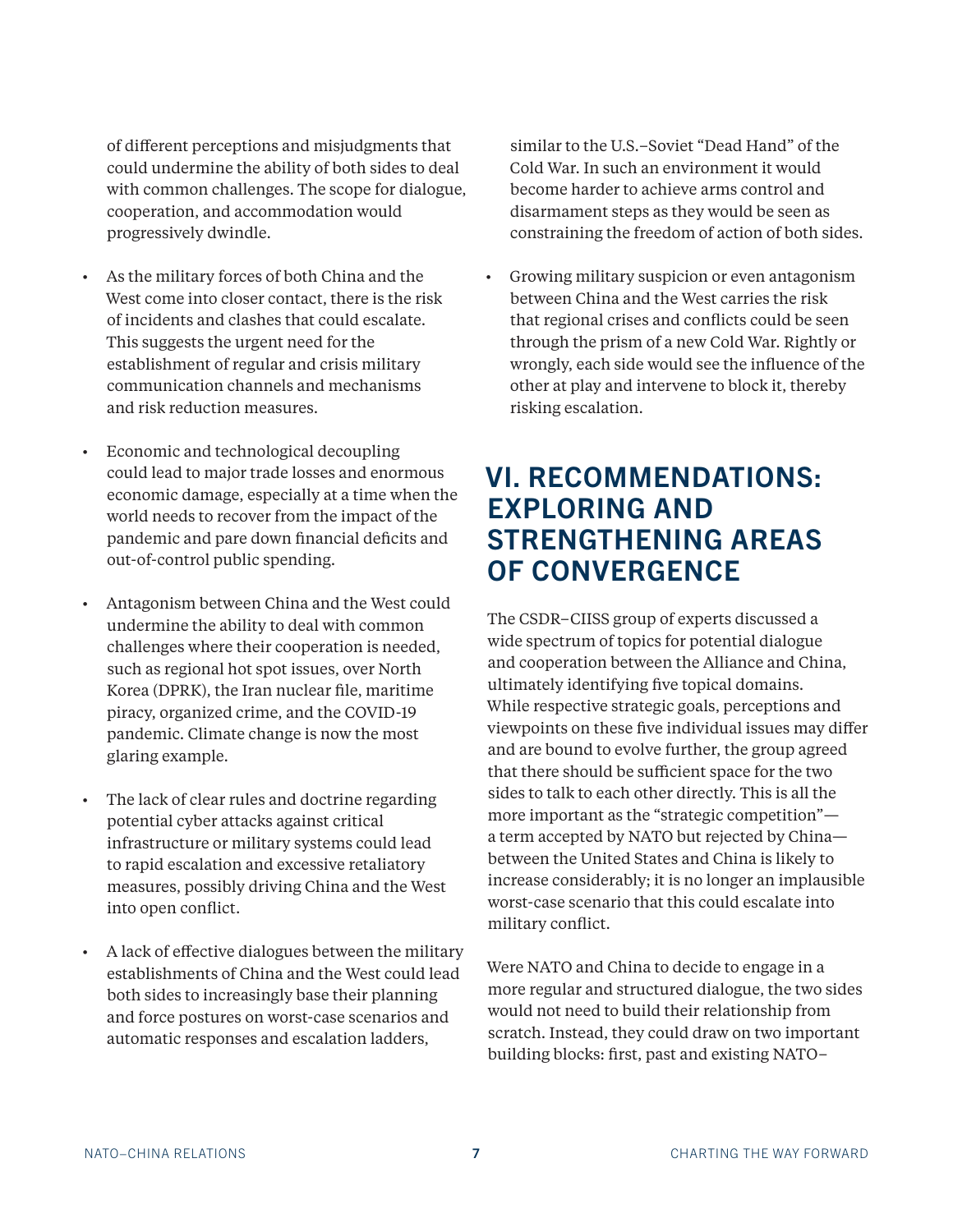of different perceptions and misjudgments that could undermine the ability of both sides to deal with common challenges. The scope for dialogue, cooperation, and accommodation would progressively dwindle.

- As the military forces of both China and the West come into closer contact, there is the risk of incidents and clashes that could escalate. This suggests the urgent need for the establishment of regular and crisis military communication channels and mechanisms and risk reduction measures.
- Economic and technological decoupling could lead to major trade losses and enormous economic damage, especially at a time when the world needs to recover from the impact of the pandemic and pare down financial deficits and out-of-control public spending.
- Antagonism between China and the West could undermine the ability to deal with common challenges where their cooperation is needed, such as regional hot spot issues, over North Korea (DPRK), the Iran nuclear file, maritime piracy, organized crime, and the COVID-19 pandemic. Climate change is now the most glaring example.
- The lack of clear rules and doctrine regarding potential cyber attacks against critical infrastructure or military systems could lead to rapid escalation and excessive retaliatory measures, possibly driving China and the West into open conflict.
- A lack of effective dialogues between the military establishments of China and the West could lead both sides to increasingly base their planning and force postures on worst-case scenarios and automatic responses and escalation ladders, similar to the U.S.–Soviet "Dead Hand" of the Cold War. In such an environment it would become harder to achieve arms control and disarmament steps as they would be seen as constraining the freedom of action of both sides.
- Growing military suspicion or even antagonism between China and the West carries the risk that regional crises and conflicts could be seen through the prism of a new Cold War. Rightly or wrongly, each side would see the influence of the other at play and intervene to block it, thereby risking escalation.

## VI. RECOMMENDATIONS: EXPLORING AND STRENGTHENING AREAS OF CONVERGENCE

The CSDR–CIISS group of experts discussed a wide spectrum of topics for potential dialogue and cooperation between the Alliance and China, ultimately identifying five topical domains. While respective strategic goals, perceptions and viewpoints on these five individual issues may differ and are bound to evolve further, the group agreed that there should be sufficient space for the two sides to talk to each other directly. This is all the more important as the "strategic competition"—a term accepted by NATO but rejected by China—between the United States and China is likely to increase considerably; it is no longer an implausible worst-case scenario that this could escalate into military conflict.

Were NATO and China to decide to engage in a more regular and structured dialogue, the two sides would not need to build their relationship from scratch. Instead, they could draw on two important building blocks: first, past and existing NATO–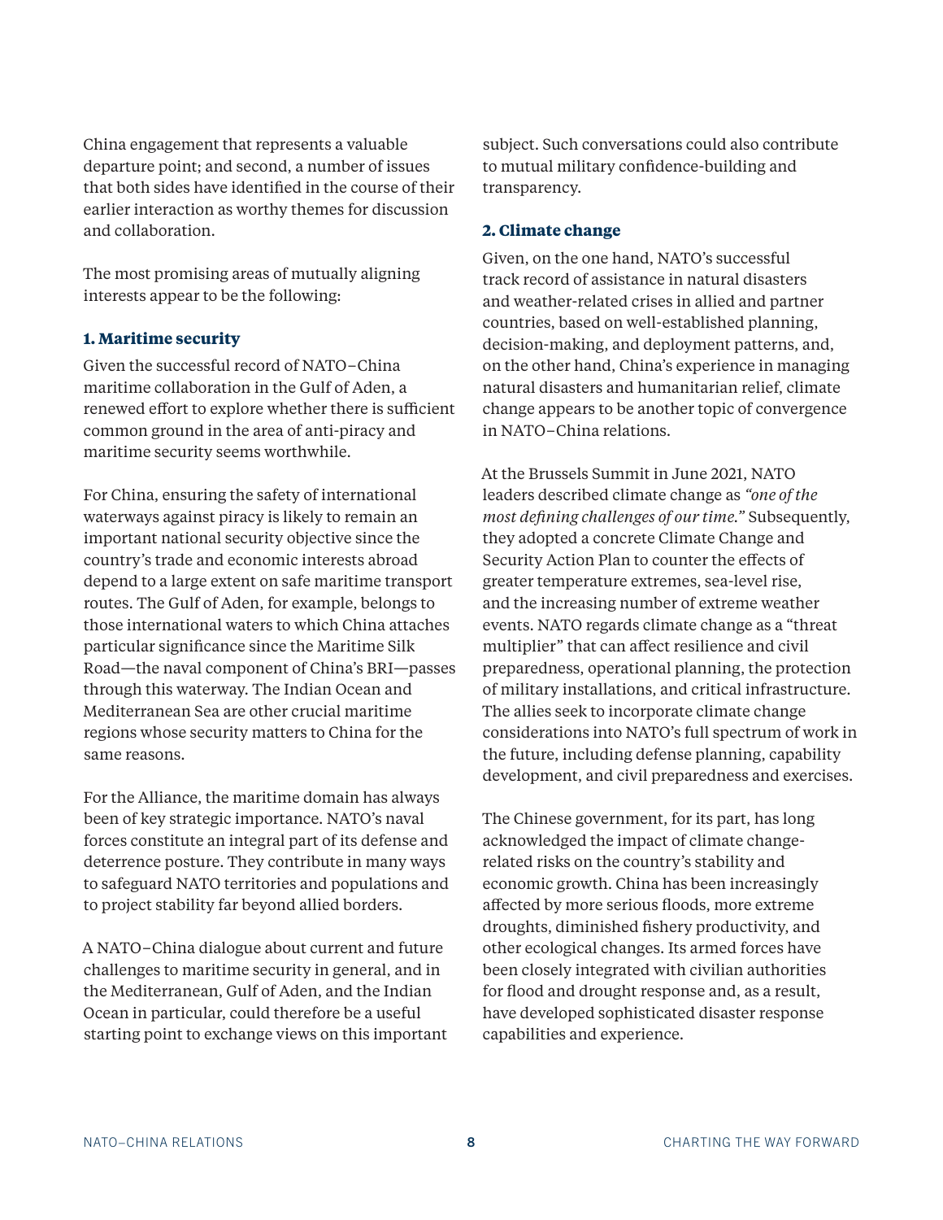China engagement that represents a valuable departure point; and second, a number of issues that both sides have identified in the course of their earlier interaction as worthy themes for discussion and collaboration.

The most promising areas of mutually aligning interests appear to be the following:

### 1. Maritime security

Given the successful record of NATO–China maritime collaboration in the Gulf of Aden, a renewed effort to explore whether there is sufficient common ground in the area of anti-piracy and maritime security seems worthwhile.

For China, ensuring the safety of international waterways against piracy is likely to remain an important national security objective since the country's trade and economic interests abroad depend to a large extent on safe maritime transport routes. The Gulf of Aden, for example, belongs to those international waters to which China attaches particular significance since the Maritime Silk Road—the naval component of China's BRI—passes through this waterway. The Indian Ocean and Mediterranean Sea are other crucial maritime regions whose security matters to China for the same reasons.

For the Alliance, the maritime domain has always been of key strategic importance. NATO's naval forces constitute an integral part of its defense and deterrence posture. They contribute in many ways to safeguard NATO territories and populations and to project stability far beyond allied borders.

A NATO–China dialogue about current and future challenges to maritime security in general, and in the Mediterranean, Gulf of Aden, and the Indian Ocean in particular, could therefore be a useful starting point to exchange views on this important subject. Such conversations could also contribute to mutual military confidence-building and transparency.

### 2. Climate change

Given, on the one hand, NATO's successful track record of assistance in natural disasters and weather-related crises in allied and partner countries, based on well-established planning, decision-making, and deployment patterns, and, on the other hand, China's experience in managing natural disasters and humanitarian relief, climate change appears to be another topic of convergence in NATO–China relations.

At the Brussels Summit in June 2021, NATO leaders described climate change as *"one of the most defining challenges of our time."* Subsequently, they adopted a concrete Climate Change and Security Action Plan to counter the effects of greater temperature extremes, sea-level rise, and the increasing number of extreme weather events. NATO regards climate change as a "threat multiplier" that can affect resilience and civil preparedness, operational planning, the protection of military installations, and critical infrastructure. The allies seek to incorporate climate change considerations into NATO's full spectrum of work in the future, including defense planning, capability development, and civil preparedness and exercises.

The Chinese government, for its part, has long acknowledged the impact of climate change-related risks on the country's stability and economic growth. China has been increasingly affected by more serious floods, more extreme droughts, diminished fishery productivity, and other ecological changes. Its armed forces have been closely integrated with civilian authorities for flood and drought response and, as a result, have developed sophisticated disaster response capabilities and experience.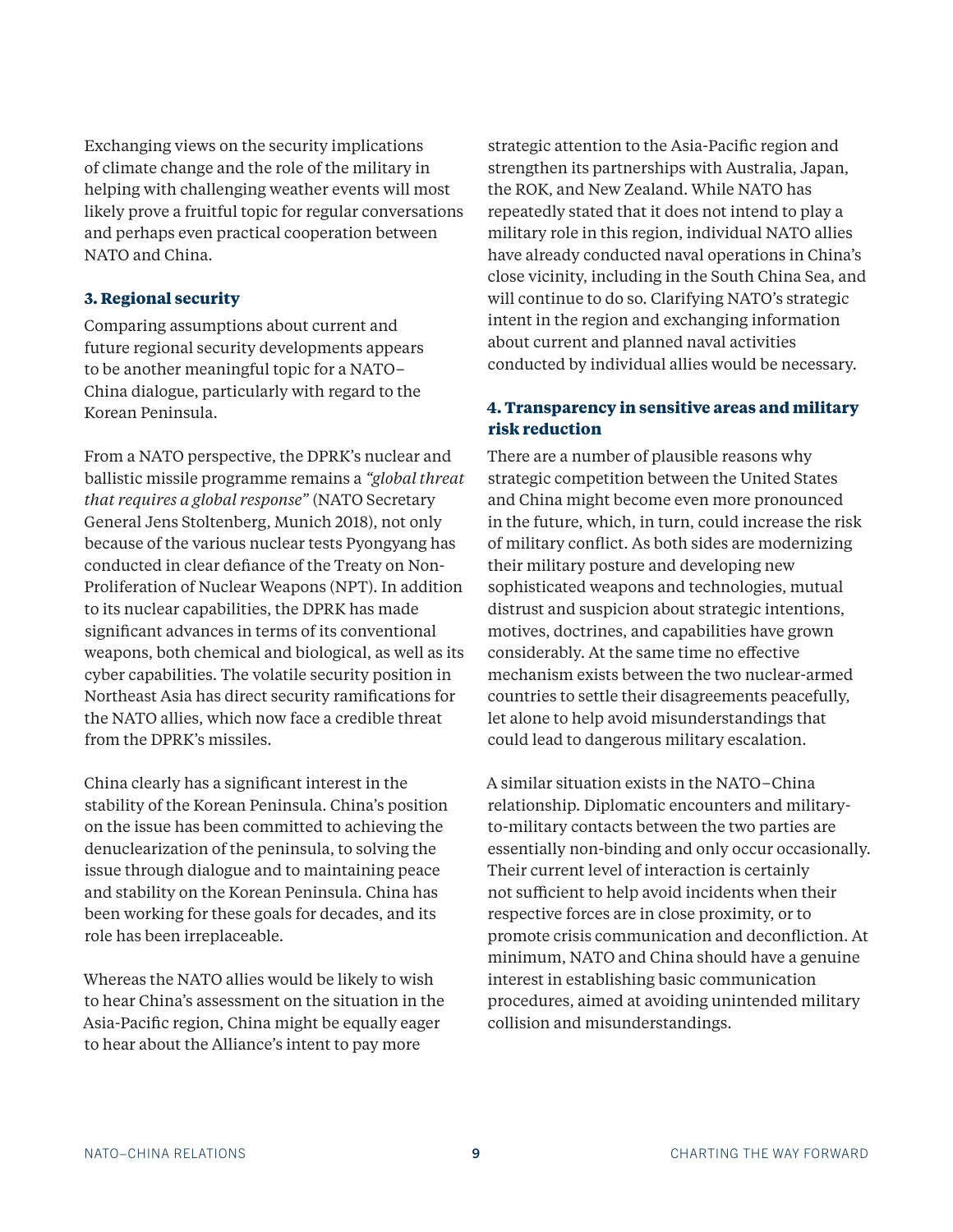Exchanging views on the security implications of climate change and the role of the military in helping with challenging weather events will most likely prove a fruitful topic for regular conversations and perhaps even practical cooperation between NATO and China.

### 3. Regional security

Comparing assumptions about current and future regional security developments appears to be another meaningful topic for a NATO–China dialogue, particularly with regard to the Korean Peninsula.

From a NATO perspective, the DPRK's nuclear and ballistic missile programme remains a *"global threat that requires a global response"* (NATO Secretary General Jens Stoltenberg, Munich 2018), not only because of the various nuclear tests Pyongyang has conducted in clear defiance of the Treaty on Non-Proliferation of Nuclear Weapons (NPT). In addition to its nuclear capabilities, the DPRK has made significant advances in terms of its conventional weapons, both chemical and biological, as well as its cyber capabilities. The volatile security position in Northeast Asia has direct security ramifications for the NATO allies, which now face a credible threat from the DPRK's missiles.

China clearly has a significant interest in the stability of the Korean Peninsula. China's position on the issue has been committed to achieving the denuclearization of the peninsula, to solving the issue through dialogue and to maintaining peace and stability on the Korean Peninsula. China has been working for these goals for decades, and its role has been irreplaceable.

Whereas the NATO allies would be likely to wish to hear China's assessment on the situation in the Asia-Pacific region, China might be equally eager to hear about the Alliance's intent to pay more strategic attention to the Asia-Pacific region and strengthen its partnerships with Australia, Japan, the ROK, and New Zealand. While NATO has repeatedly stated that it does not intend to play a military role in this region, individual NATO allies have already conducted naval operations in China's close vicinity, including in the South China Sea, and will continue to do so. Clarifying NATO's strategic intent in the region and exchanging information about current and planned naval activities conducted by individual allies would be necessary.

### 4. Transparency in sensitive areas and military risk reduction

There are a number of plausible reasons why strategic competition between the United States and China might become even more pronounced in the future, which, in turn, could increase the risk of military conflict. As both sides are modernizing their military posture and developing new sophisticated weapons and technologies, mutual distrust and suspicion about strategic intentions, motives, doctrines, and capabilities have grown considerably. At the same time no effective mechanism exists between the two nuclear-armed countries to settle their disagreements peacefully, let alone to help avoid misunderstandings that could lead to dangerous military escalation.

A similar situation exists in the NATO–China relationship. Diplomatic encounters and military-to-military contacts between the two parties are essentially non-binding and only occur occasionally. Their current level of interaction is certainly not sufficient to help avoid incidents when their respective forces are in close proximity, or to promote crisis communication and deconfliction. At minimum, NATO and China should have a genuine interest in establishing basic communication procedures, aimed at avoiding unintended military collision and misunderstandings.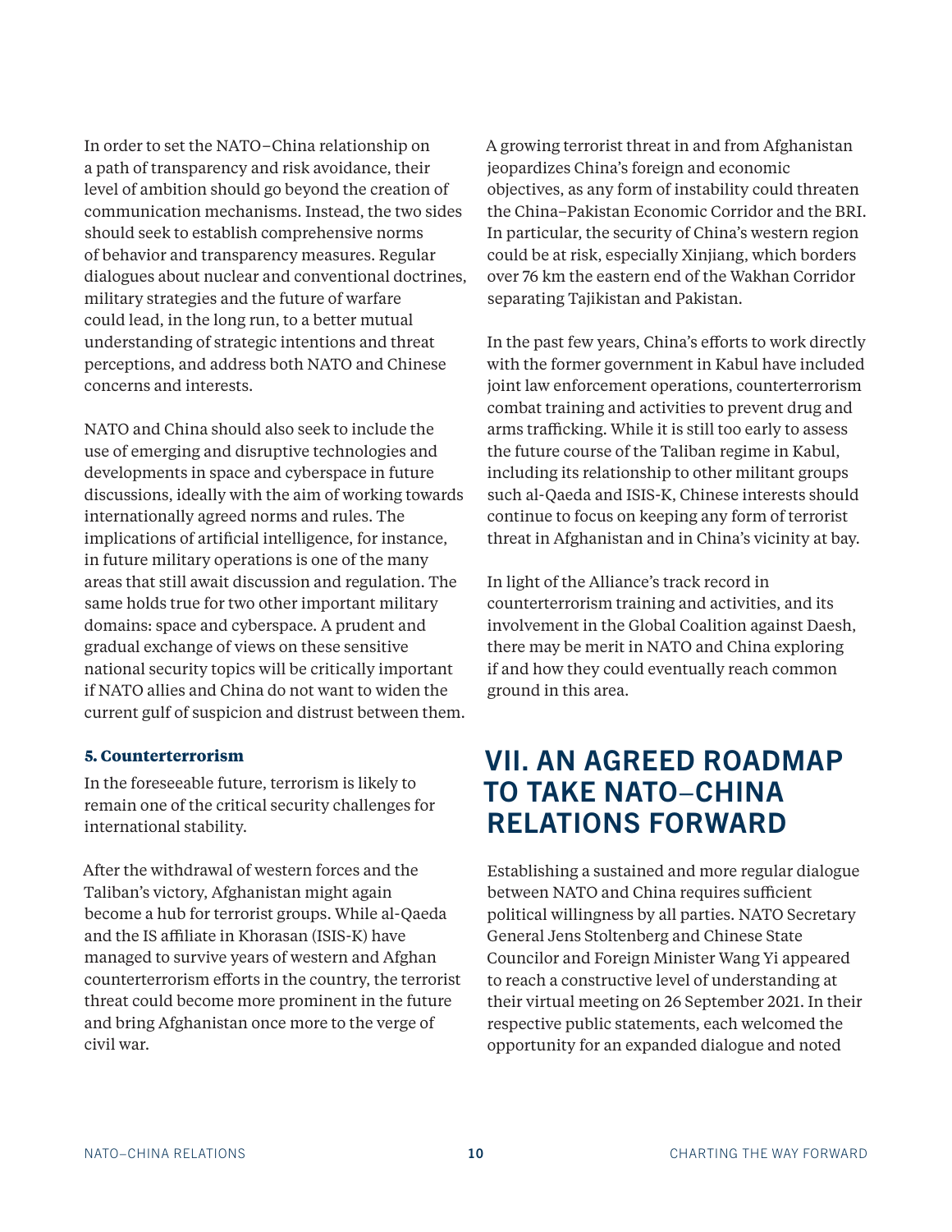In order to set the NATO–China relationship on a path of transparency and risk avoidance, their level of ambition should go beyond the creation of communication mechanisms. Instead, the two sides should seek to establish comprehensive norms of behavior and transparency measures. Regular dialogues about nuclear and conventional doctrines, military strategies and the future of warfare could lead, in the long run, to a better mutual understanding of strategic intentions and threat perceptions, and address both NATO and Chinese concerns and interests.

NATO and China should also seek to include the use of emerging and disruptive technologies and developments in space and cyberspace in future discussions, ideally with the aim of working towards internationally agreed norms and rules. The implications of artificial intelligence, for instance, in future military operations is one of the many areas that still await discussion and regulation. The same holds true for two other important military domains: space and cyberspace. A prudent and gradual exchange of views on these sensitive national security topics will be critically important if NATO allies and China do not want to widen the current gulf of suspicion and distrust between them.

### 5. Counterterrorism

In the foreseeable future, terrorism is likely to remain one of the critical security challenges for international stability.

After the withdrawal of western forces and the Taliban's victory, Afghanistan might again become a hub for terrorist groups. While al-Qaeda and the IS affiliate in Khorasan (ISIS-K) have managed to survive years of western and Afghan counterterrorism efforts in the country, the terrorist threat could become more prominent in the future and bring Afghanistan once more to the verge of civil war.

A growing terrorist threat in and from Afghanistan jeopardizes China's foreign and economic objectives, as any form of instability could threaten the China–Pakistan Economic Corridor and the BRI. In particular, the security of China's western region could be at risk, especially Xinjiang, which borders over 76 km the eastern end of the Wakhan Corridor separating Tajikistan and Pakistan.

In the past few years, China's efforts to work directly with the former government in Kabul have included joint law enforcement operations, counterterrorism combat training and activities to prevent drug and arms trafficking. While it is still too early to assess the future course of the Taliban regime in Kabul, including its relationship to other militant groups such al-Qaeda and ISIS-K, Chinese interests should continue to focus on keeping any form of terrorist threat in Afghanistan and in China's vicinity at bay.

In light of the Alliance's track record in counterterrorism training and activities, and its involvement in the Global Coalition against Daesh, there may be merit in NATO and China exploring if and how they could eventually reach common ground in this area.

## VII. AN AGREED ROADMAP TO TAKE NATO–CHINA RELATIONS FORWARD

Establishing a sustained and more regular dialogue between NATO and China requires sufficient political willingness by all parties. NATO Secretary General Jens Stoltenberg and Chinese State Councilor and Foreign Minister Wang Yi appeared to reach a constructive level of understanding at their virtual meeting on 26 September 2021. In their respective public statements, each welcomed the opportunity for an expanded dialogue and noted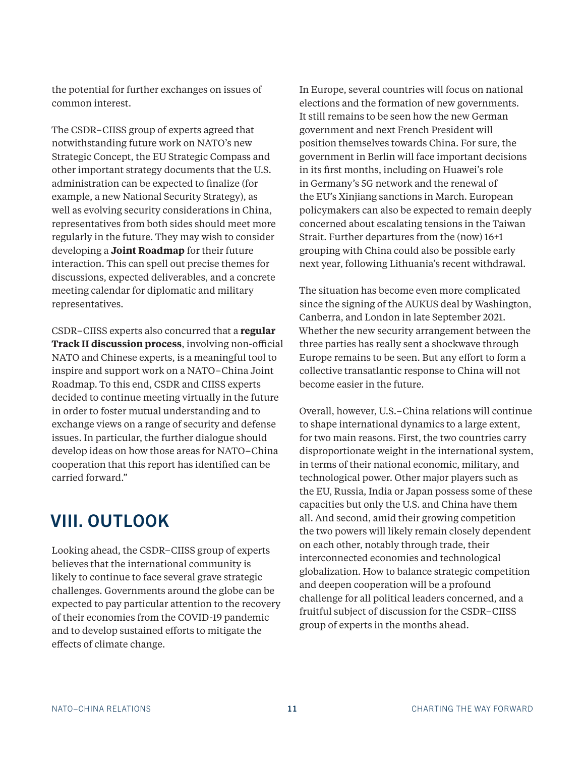the potential for further exchanges on issues of common interest.

The CSDR–CIISS group of experts agreed that notwithstanding future work on NATO's new Strategic Concept, the EU Strategic Compass and other important strategy documents that the U.S. administration can be expected to finalize (for example, a new National Security Strategy), as well as evolving security considerations in China, representatives from both sides should meet more regularly in the future. They may wish to consider developing a **Joint Roadmap** for their future interaction. This can spell out precise themes for discussions, expected deliverables, and a concrete meeting calendar for diplomatic and military representatives.

CSDR–CIISS experts also concurred that a **regular Track II discussion process**, involving non-official NATO and Chinese experts, is a meaningful tool to inspire and support work on a NATO–China Joint Roadmap. To this end, CSDR and CIISS experts decided to continue meeting virtually in the future in order to foster mutual understanding and to exchange views on a range of security and defense issues. In particular, the further dialogue should develop ideas on how those areas for NATO–China cooperation that this report has identified can be carried forward."

## VIII. OUTLOOK

Looking ahead, the CSDR–CIISS group of experts believes that the international community is likely to continue to face several grave strategic challenges. Governments around the globe can be expected to pay particular attention to the recovery of their economies from the COVID-19 pandemic and to develop sustained efforts to mitigate the effects of climate change.

In Europe, several countries will focus on national elections and the formation of new governments. It still remains to be seen how the new German government and next French President will position themselves towards China. For sure, the government in Berlin will face important decisions in its first months, including on Huawei's role in Germany's 5G network and the renewal of the EU's Xinjiang sanctions in March. European policymakers can also be expected to remain deeply concerned about escalating tensions in the Taiwan Strait. Further departures from the (now) 16+1 grouping with China could also be possible early next year, following Lithuania's recent withdrawal.

The situation has become even more complicated since the signing of the AUKUS deal by Washington, Canberra, and London in late September 2021. Whether the new security arrangement between the three parties has really sent a shockwave through Europe remains to be seen. But any effort to form a collective transatlantic response to China will not become easier in the future.

Overall, however, U.S.–China relations will continue to shape international dynamics to a large extent, for two main reasons. First, the two countries carry disproportionate weight in the international system, in terms of their national economic, military, and technological power. Other major players such as the EU, Russia, India or Japan possess some of these capacities but only the U.S. and China have them all. And second, amid their growing competition the two powers will likely remain closely dependent on each other, notably through trade, their interconnected economies and technological globalization. How to balance strategic competition and deepen cooperation will be a profound challenge for all political leaders concerned, and a fruitful subject of discussion for the CSDR–CIISS group of experts in the months ahead.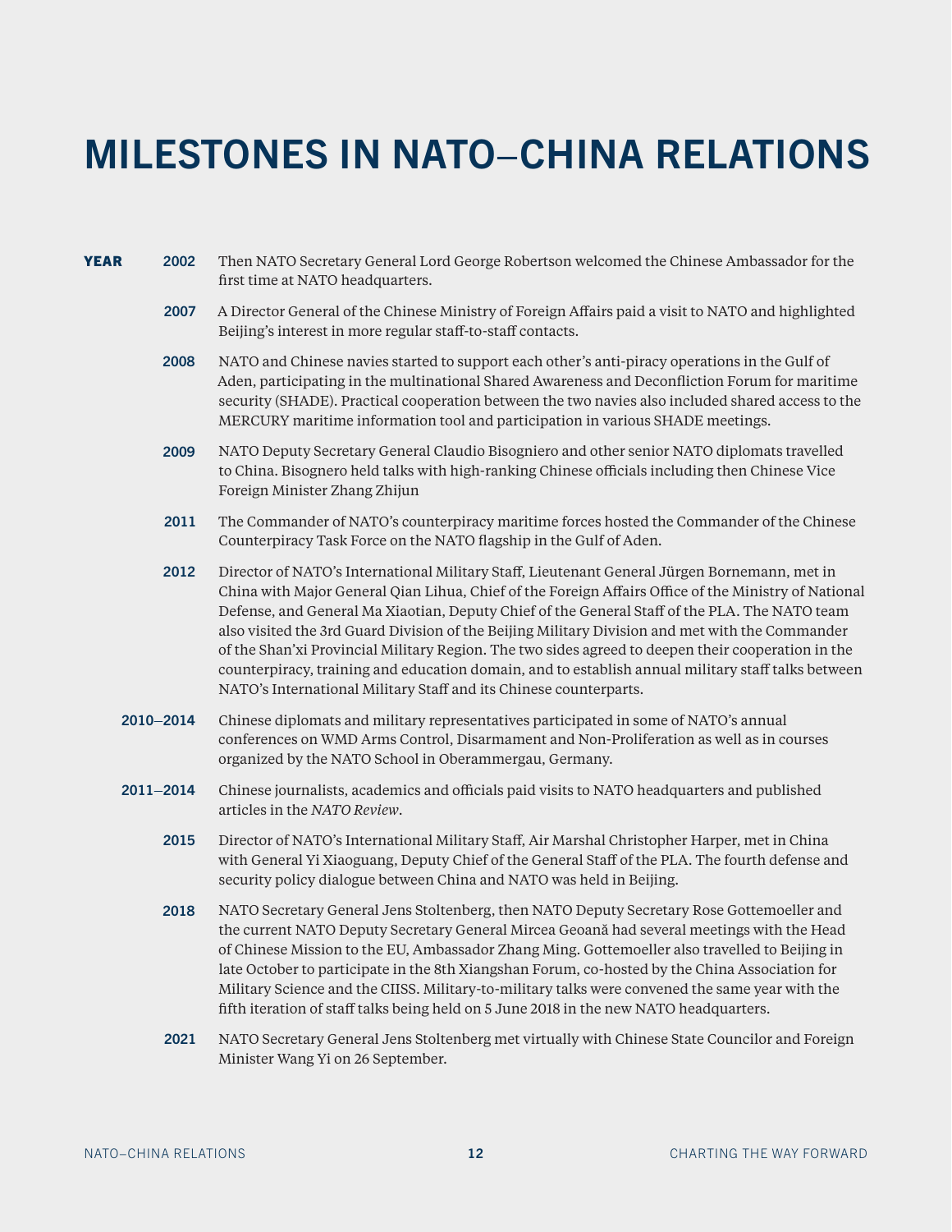# MILESTONES IN NATO–CHINA RELATIONS

| YEAR | |
|---|---|
| 2002 | Then NATO Secretary General Lord George Robertson welcomed the Chinese Ambassador for the first time at NATO headquarters. |
| 2007 | A Director General of the Chinese Ministry of Foreign Affairs paid a visit to NATO and highlighted Beijing's interest in more regular staff-to-staff contacts. |
| 2008 | NATO and Chinese navies started to support each other's anti-piracy operations in the Gulf of Aden, participating in the multinational Shared Awareness and Deconfliction Forum for maritime security (SHADE). Practical cooperation between the two navies also included shared access to the MERCURY maritime information tool and participation in various SHADE meetings. |
| 2009 | NATO Deputy Secretary General Claudio Bisogniero and other senior NATO diplomats travelled to China. Bisognero held talks with high-ranking Chinese officials including then Chinese Vice Foreign Minister Zhang Zhijun |
| 2011 | The Commander of NATO's counterpiracy maritime forces hosted the Commander of the Chinese Counterpiracy Task Force on the NATO flagship in the Gulf of Aden. |
| 2012 | Director of NATO's International Military Staff, Lieutenant General Jürgen Bornemann, met in China with Major General Qian Lihua, Chief of the Foreign Affairs Office of the Ministry of National Defense, and General Ma Xiaotian, Deputy Chief of the General Staff of the PLA. The NATO team also visited the 3rd Guard Division of the Beijing Military Division and met with the Commander of the Shan'xi Provincial Military Region. The two sides agreed to deepen their cooperation in the counterpiracy, training and education domain, and to establish annual military staff talks between NATO's International Military Staff and its Chinese counterparts. |
| 2010–2014 | Chinese diplomats and military representatives participated in some of NATO's annual conferences on WMD Arms Control, Disarmament and Non-Proliferation as well as in courses organized by the NATO School in Oberammergau, Germany. |
| 2011–2014 | Chinese journalists, academics and officials paid visits to NATO headquarters and published articles in the *NATO Review*. |
| 2015 | Director of NATO's International Military Staff, Air Marshal Christopher Harper, met in China with General Yi Xiaoguang, Deputy Chief of the General Staff of the PLA. The fourth defense and security policy dialogue between China and NATO was held in Beijing. |
| 2018 | NATO Secretary General Jens Stoltenberg, then NATO Deputy Secretary Rose Gottemoeller and the current NATO Deputy Secretary General Mircea Geoană had several meetings with the Head of Chinese Mission to the EU, Ambassador Zhang Ming. Gottemoeller also travelled to Beijing in late October to participate in the 8th Xiangshan Forum, co-hosted by the China Association for Military Science and the CIISS. Military-to-military talks were convened the same year with the fifth iteration of staff talks being held on 5 June 2018 in the new NATO headquarters. |
| 2021 | NATO Secretary General Jens Stoltenberg met virtually with Chinese State Councilor and Foreign Minister Wang Yi on 26 September. |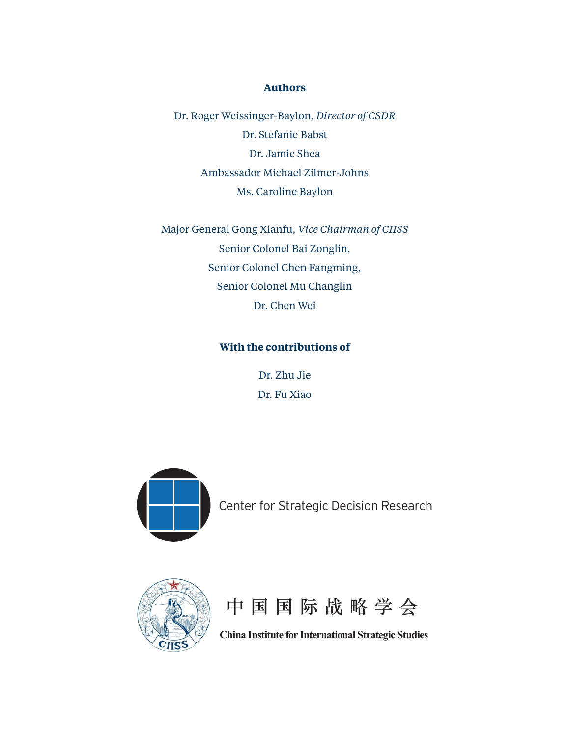## Authors

Dr. Roger Weissinger-Baylon, *Director of CSDR*

Dr. Stefanie Babst

Dr. Jamie Shea

Ambassador Michael Zilmer-Johns

Ms. Caroline Baylon

Major General Gong Xianfu, *Vice Chairman of CIISS*

Senior Colonel Bai Zonglin,

Senior Colonel Chen Fangming,

Senior Colonel Mu Changlin

Dr. Chen Wei

## With the contributions of

Dr. Zhu Jie

Dr. Fu Xiao

Center for Strategic Decision Research

中 国 国 际 战 略 学 会

**China Institute for International Strategic Studies**